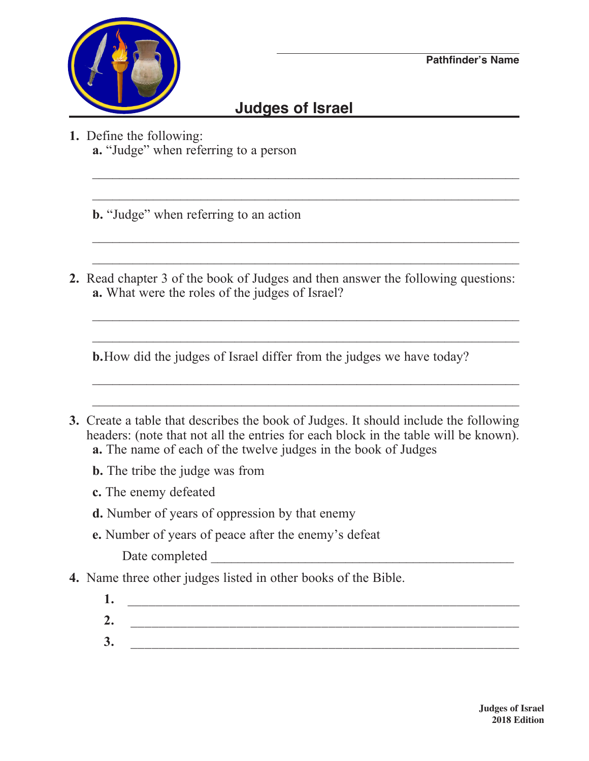Pathfinder's Name

# Judges of Israel

1. Define the following:
   a. "Judge" when referring to a person

   ___________________________________________________________

   ___________________________________________________________

   b. "Judge" when referring to an action

   ___________________________________________________________

   ___________________________________________________________

2. Read chapter 3 of the book of Judges and then answer the following questions:
   a. What were the roles of the judges of Israel?

   ___________________________________________________________

   ___________________________________________________________

   b. How did the judges of Israel differ from the judges we have today?

   ___________________________________________________________

   ___________________________________________________________

3. Create a table that describes the book of Judges. It should include the following headers: (note that not all the entries for each block in the table will be known).
   a. The name of each of the twelve judges in the book of Judges
   b. The tribe the judge was from
   c. The enemy defeated
   d. Number of years of oppression by that enemy
   e. Number of years of peace after the enemy's defeat

   Date completed ______________________________________________

4. Name three other judges listed in other books of the Bible.
   1. ___________________________________________________________
   2. ___________________________________________________________
   3. ___________________________________________________________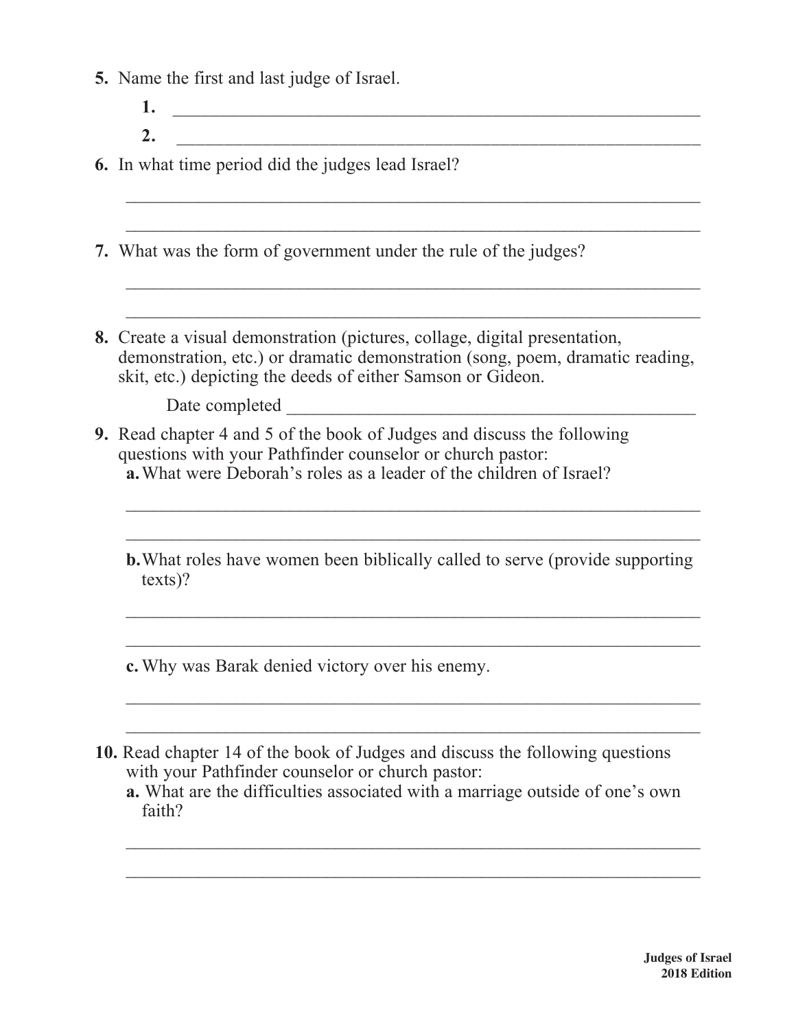5. Name the first and last judge of Israel.

    1. ______________________________________________________________

    2. ______________________________________________________________

6. In what time period did the judges lead Israel?

    ________________________________________________________________

    ________________________________________________________________

7. What was the form of government under the rule of the judges?

    ________________________________________________________________

    ________________________________________________________________

8. Create a visual demonstration (pictures, collage, digital presentation, demonstration, etc.) or dramatic demonstration (song, poem, dramatic reading, skit, etc.) depicting the deeds of either Samson or Gideon.

    Date completed ______________________________________________

9. Read chapter 4 and 5 of the book of Judges and discuss the following questions with your Pathfinder counselor or church pastor:

    **a.** What were Deborah's roles as a leader of the children of Israel?

    ________________________________________________________________

    ________________________________________________________________

    **b.** What roles have women been biblically called to serve (provide supporting texts)?

    ________________________________________________________________

    ________________________________________________________________

    **c.** Why was Barak denied victory over his enemy.

    ________________________________________________________________

    ________________________________________________________________

10. Read chapter 14 of the book of Judges and discuss the following questions with your Pathfinder counselor or church pastor:

    **a.** What are the difficulties associated with a marriage outside of one's own faith?

    ________________________________________________________________

    ________________________________________________________________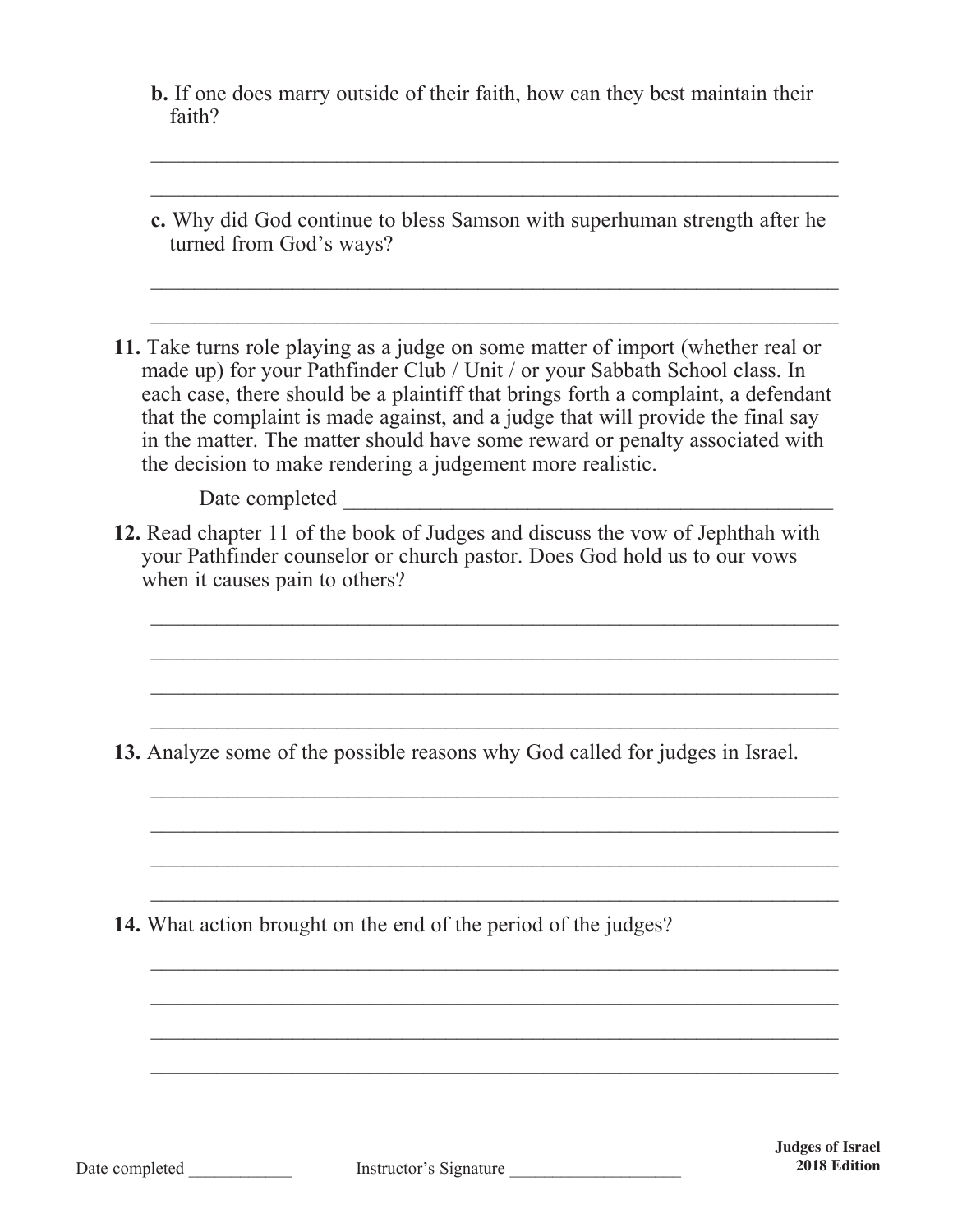**b.** If one does marry outside of their faith, how can they best maintain their faith?

________________________________________________________________

________________________________________________________________

**c.** Why did God continue to bless Samson with superhuman strength after he turned from God's ways?

________________________________________________________________

________________________________________________________________

**11.** Take turns role playing as a judge on some matter of import (whether real or made up) for your Pathfinder Club / Unit / or your Sabbath School class. In each case, there should be a plaintiff that brings forth a complaint, a defendant that the complaint is made against, and a judge that will provide the final say in the matter. The matter should have some reward or penalty associated with the decision to make rendering a judgement more realistic.

Date completed ____________________________________________

**12.** Read chapter 11 of the book of Judges and discuss the vow of Jephthah with your Pathfinder counselor or church pastor. Does God hold us to our vows when it causes pain to others?

________________________________________________________________

________________________________________________________________

________________________________________________________________

________________________________________________________________

**13.** Analyze some of the possible reasons why God called for judges in Israel.

________________________________________________________________

________________________________________________________________

________________________________________________________________

________________________________________________________________

**14.** What action brought on the end of the period of the judges?

________________________________________________________________

________________________________________________________________

________________________________________________________________

________________________________________________________________

Date completed ____________ Instructor's Signature ____________________